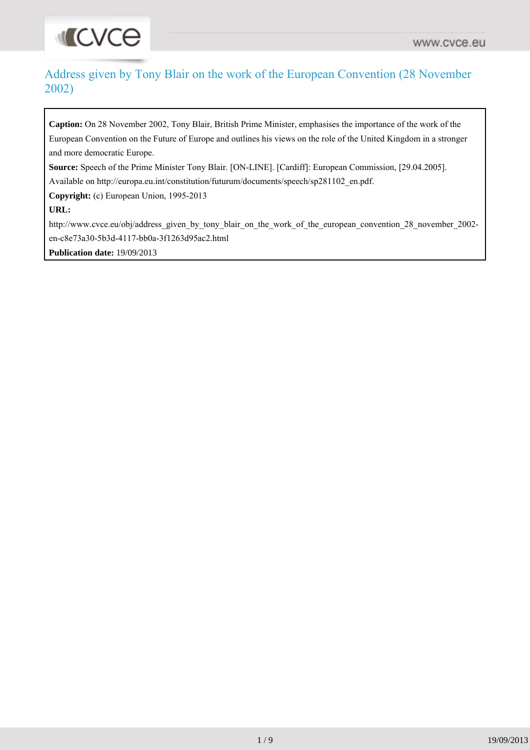# Address given by Tony Blair on the work of the European Convention (28 November 2002)

**Caption:** On 28 November 2002, Tony Blair, British Prime Minister, emphasises the importance of the work of the European Convention on the Future of Europe and outlines his views on the role of the United Kingdom in a stronger and more democratic Europe.

**Source:** Speech of the Prime Minister Tony Blair. [ON-LINE]. [Cardiff]: European Commission, [29.04.2005]. Available on http://europa.eu.int/constitution/futurum/documents/speech/sp281102_en.pdf.

**Copyright:** (c) European Union, 1995-2013

**URL:**
http://www.cvce.eu/obj/address_given_by_tony_blair_on_the_work_of_the_european_convention_28_november_2002-en-c8e73a30-5b3d-4117-bb0a-3f1263d95ac2.html

**Publication date:** 19/09/2013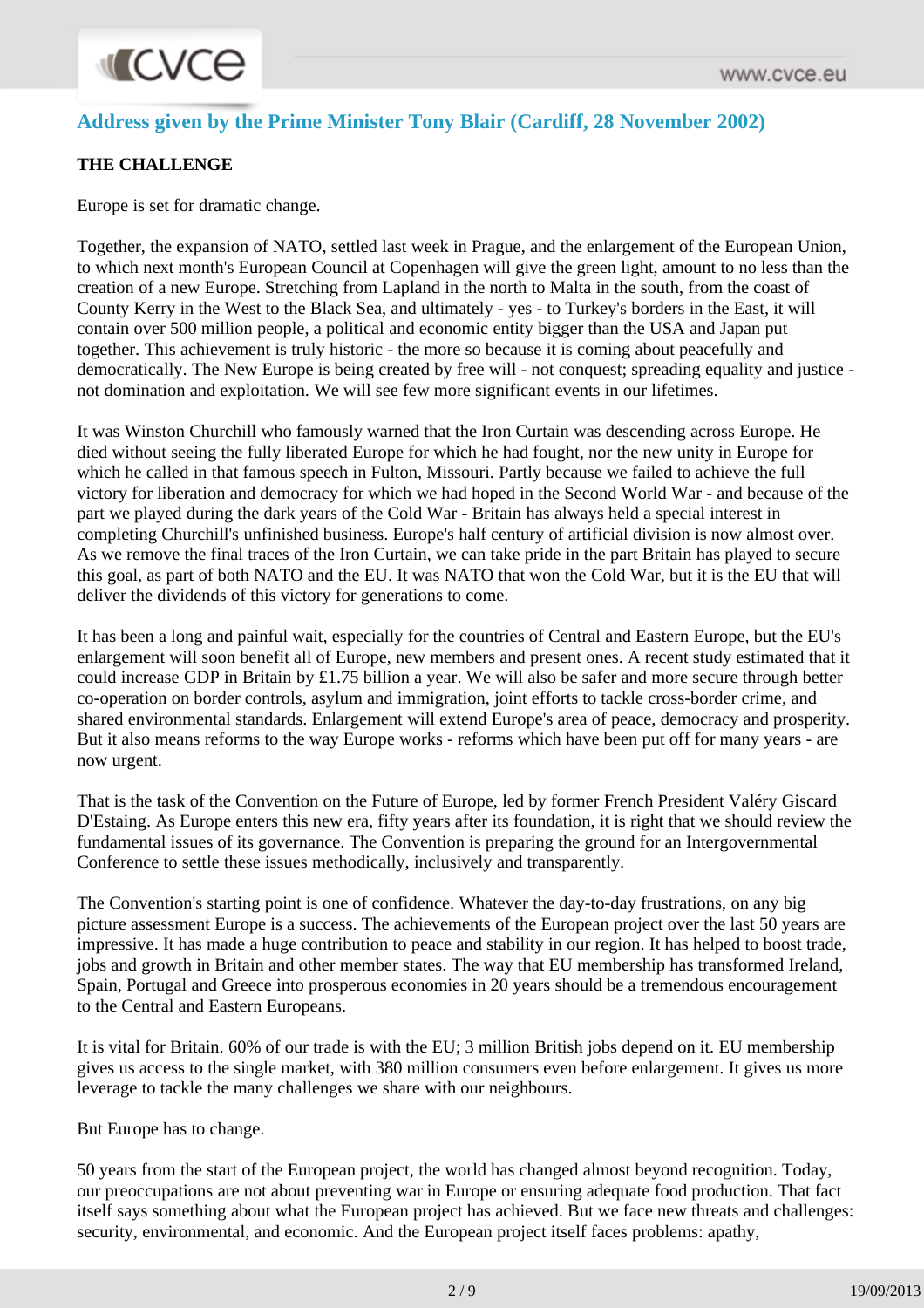## Address given by the Prime Minister Tony Blair (Cardiff, 28 November 2002)

**THE CHALLENGE**

Europe is set for dramatic change.

Together, the expansion of NATO, settled last week in Prague, and the enlargement of the European Union, to which next month's European Council at Copenhagen will give the green light, amount to no less than the creation of a new Europe. Stretching from Lapland in the north to Malta in the south, from the coast of County Kerry in the West to the Black Sea, and ultimately - yes - to Turkey's borders in the East, it will contain over 500 million people, a political and economic entity bigger than the USA and Japan put together. This achievement is truly historic - the more so because it is coming about peacefully and democratically. The New Europe is being created by free will - not conquest; spreading equality and justice - not domination and exploitation. We will see few more significant events in our lifetimes.

It was Winston Churchill who famously warned that the Iron Curtain was descending across Europe. He died without seeing the fully liberated Europe for which he had fought, nor the new unity in Europe for which he called in that famous speech in Fulton, Missouri. Partly because we failed to achieve the full victory for liberation and democracy for which we had hoped in the Second World War - and because of the part we played during the dark years of the Cold War - Britain has always held a special interest in completing Churchill's unfinished business. Europe's half century of artificial division is now almost over. As we remove the final traces of the Iron Curtain, we can take pride in the part Britain has played to secure this goal, as part of both NATO and the EU. It was NATO that won the Cold War, but it is the EU that will deliver the dividends of this victory for generations to come.

It has been a long and painful wait, especially for the countries of Central and Eastern Europe, but the EU's enlargement will soon benefit all of Europe, new members and present ones. A recent study estimated that it could increase GDP in Britain by £1.75 billion a year. We will also be safer and more secure through better co-operation on border controls, asylum and immigration, joint efforts to tackle cross-border crime, and shared environmental standards. Enlargement will extend Europe's area of peace, democracy and prosperity. But it also means reforms to the way Europe works - reforms which have been put off for many years - are now urgent.

That is the task of the Convention on the Future of Europe, led by former French President Valéry Giscard D'Estaing. As Europe enters this new era, fifty years after its foundation, it is right that we should review the fundamental issues of its governance. The Convention is preparing the ground for an Intergovernmental Conference to settle these issues methodically, inclusively and transparently.

The Convention's starting point is one of confidence. Whatever the day-to-day frustrations, on any big picture assessment Europe is a success. The achievements of the European project over the last 50 years are impressive. It has made a huge contribution to peace and stability in our region. It has helped to boost trade, jobs and growth in Britain and other member states. The way that EU membership has transformed Ireland, Spain, Portugal and Greece into prosperous economies in 20 years should be a tremendous encouragement to the Central and Eastern Europeans.

It is vital for Britain. 60% of our trade is with the EU; 3 million British jobs depend on it. EU membership gives us access to the single market, with 380 million consumers even before enlargement. It gives us more leverage to tackle the many challenges we share with our neighbours.

But Europe has to change.

50 years from the start of the European project, the world has changed almost beyond recognition. Today, our preoccupations are not about preventing war in Europe or ensuring adequate food production. That fact itself says something about what the European project has achieved. But we face new threats and challenges: security, environmental, and economic. And the European project itself faces problems: apathy,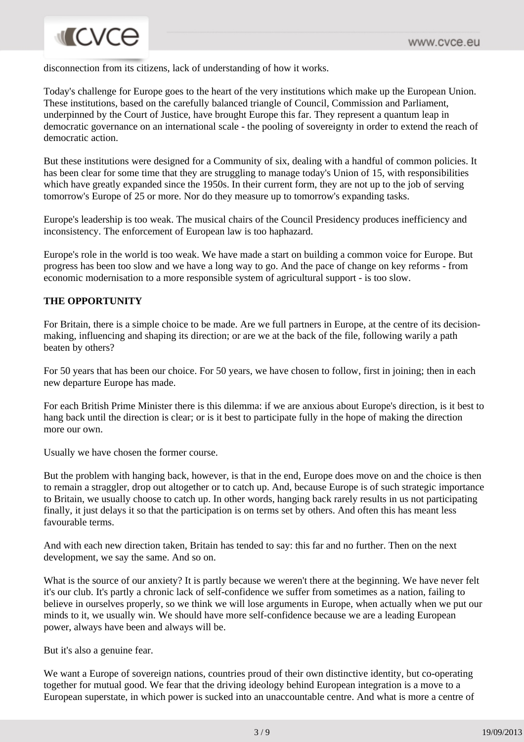disconnection from its citizens, lack of understanding of how it works.

Today's challenge for Europe goes to the heart of the very institutions which make up the European Union. These institutions, based on the carefully balanced triangle of Council, Commission and Parliament, underpinned by the Court of Justice, have brought Europe this far. They represent a quantum leap in democratic governance on an international scale - the pooling of sovereignty in order to extend the reach of democratic action.

But these institutions were designed for a Community of six, dealing with a handful of common policies. It has been clear for some time that they are struggling to manage today's Union of 15, with responsibilities which have greatly expanded since the 1950s. In their current form, they are not up to the job of serving tomorrow's Europe of 25 or more. Nor do they measure up to tomorrow's expanding tasks.

Europe's leadership is too weak. The musical chairs of the Council Presidency produces inefficiency and inconsistency. The enforcement of European law is too haphazard.

Europe's role in the world is too weak. We have made a start on building a common voice for Europe. But progress has been too slow and we have a long way to go. And the pace of change on key reforms - from economic modernisation to a more responsible system of agricultural support - is too slow.

**THE OPPORTUNITY**

For Britain, there is a simple choice to be made. Are we full partners in Europe, at the centre of its decision-making, influencing and shaping its direction; or are we at the back of the file, following warily a path beaten by others?

For 50 years that has been our choice. For 50 years, we have chosen to follow, first in joining; then in each new departure Europe has made.

For each British Prime Minister there is this dilemma: if we are anxious about Europe's direction, is it best to hang back until the direction is clear; or is it best to participate fully in the hope of making the direction more our own.

Usually we have chosen the former course.

But the problem with hanging back, however, is that in the end, Europe does move on and the choice is then to remain a straggler, drop out altogether or to catch up. And, because Europe is of such strategic importance to Britain, we usually choose to catch up. In other words, hanging back rarely results in us not participating finally, it just delays it so that the participation is on terms set by others. And often this has meant less favourable terms.

And with each new direction taken, Britain has tended to say: this far and no further. Then on the next development, we say the same. And so on.

What is the source of our anxiety? It is partly because we weren't there at the beginning. We have never felt it's our club. It's partly a chronic lack of self-confidence we suffer from sometimes as a nation, failing to believe in ourselves properly, so we think we will lose arguments in Europe, when actually when we put our minds to it, we usually win. We should have more self-confidence because we are a leading European power, always have been and always will be.

But it's also a genuine fear.

We want a Europe of sovereign nations, countries proud of their own distinctive identity, but co-operating together for mutual good. We fear that the driving ideology behind European integration is a move to a European superstate, in which power is sucked into an unaccountable centre. And what is more a centre of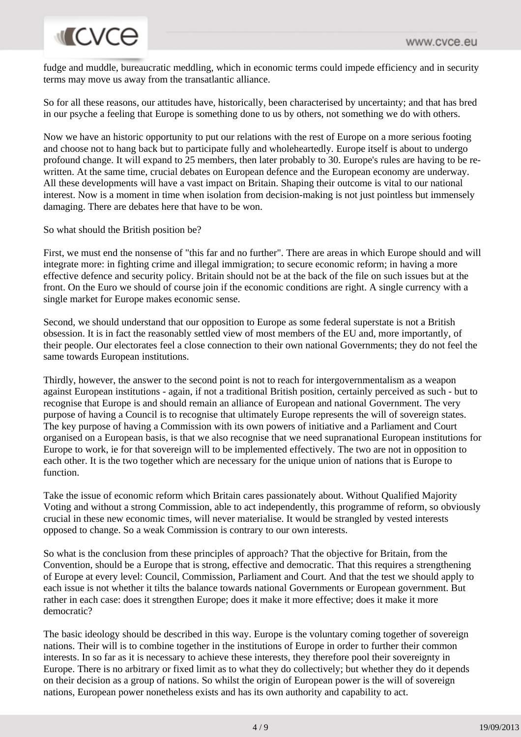fudge and muddle, bureaucratic meddling, which in economic terms could impede efficiency and in security terms may move us away from the transatlantic alliance.

So for all these reasons, our attitudes have, historically, been characterised by uncertainty; and that has bred in our psyche a feeling that Europe is something done to us by others, not something we do with others.

Now we have an historic opportunity to put our relations with the rest of Europe on a more serious footing and choose not to hang back but to participate fully and wholeheartedly. Europe itself is about to undergo profound change. It will expand to 25 members, then later probably to 30. Europe's rules are having to be re-written. At the same time, crucial debates on European defence and the European economy are underway. All these developments will have a vast impact on Britain. Shaping their outcome is vital to our national interest. Now is a moment in time when isolation from decision-making is not just pointless but immensely damaging. There are debates here that have to be won.

So what should the British position be?

First, we must end the nonsense of "this far and no further". There are areas in which Europe should and will integrate more: in fighting crime and illegal immigration; to secure economic reform; in having a more effective defence and security policy. Britain should not be at the back of the file on such issues but at the front. On the Euro we should of course join if the economic conditions are right. A single currency with a single market for Europe makes economic sense.

Second, we should understand that our opposition to Europe as some federal superstate is not a British obsession. It is in fact the reasonably settled view of most members of the EU and, more importantly, of their people. Our electorates feel a close connection to their own national Governments; they do not feel the same towards European institutions.

Thirdly, however, the answer to the second point is not to reach for intergovernmentalism as a weapon against European institutions - again, if not a traditional British position, certainly perceived as such - but to recognise that Europe is and should remain an alliance of European and national Government. The very purpose of having a Council is to recognise that ultimately Europe represents the will of sovereign states. The key purpose of having a Commission with its own powers of initiative and a Parliament and Court organised on a European basis, is that we also recognise that we need supranational European institutions for Europe to work, ie for that sovereign will to be implemented effectively. The two are not in opposition to each other. It is the two together which are necessary for the unique union of nations that is Europe to function.

Take the issue of economic reform which Britain cares passionately about. Without Qualified Majority Voting and without a strong Commission, able to act independently, this programme of reform, so obviously crucial in these new economic times, will never materialise. It would be strangled by vested interests opposed to change. So a weak Commission is contrary to our own interests.

So what is the conclusion from these principles of approach? That the objective for Britain, from the Convention, should be a Europe that is strong, effective and democratic. That this requires a strengthening of Europe at every level: Council, Commission, Parliament and Court. And that the test we should apply to each issue is not whether it tilts the balance towards national Governments or European government. But rather in each case: does it strengthen Europe; does it make it more effective; does it make it more democratic?

The basic ideology should be described in this way. Europe is the voluntary coming together of sovereign nations. Their will is to combine together in the institutions of Europe in order to further their common interests. In so far as it is necessary to achieve these interests, they therefore pool their sovereignty in Europe. There is no arbitrary or fixed limit as to what they do collectively; but whether they do it depends on their decision as a group of nations. So whilst the origin of European power is the will of sovereign nations, European power nonetheless exists and has its own authority and capability to act.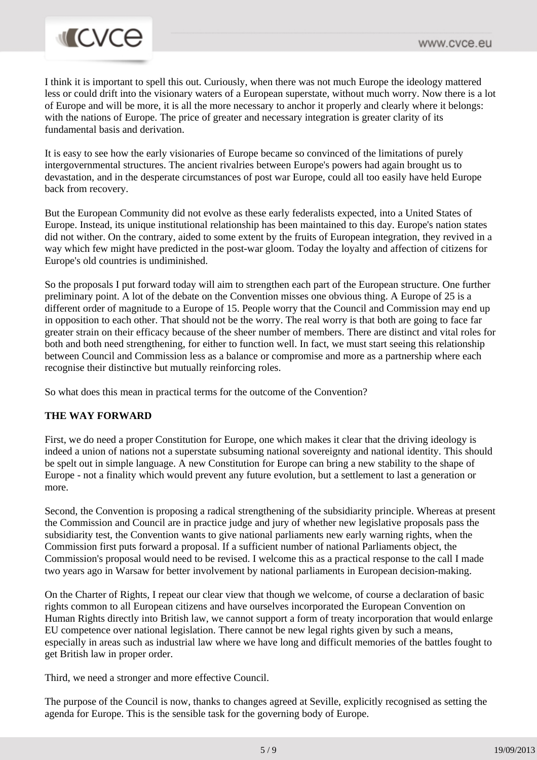I think it is important to spell this out. Curiously, when there was not much Europe the ideology mattered less or could drift into the visionary waters of a European superstate, without much worry. Now there is a lot of Europe and will be more, it is all the more necessary to anchor it properly and clearly where it belongs: with the nations of Europe. The price of greater and necessary integration is greater clarity of its fundamental basis and derivation.

It is easy to see how the early visionaries of Europe became so convinced of the limitations of purely intergovernmental structures. The ancient rivalries between Europe's powers had again brought us to devastation, and in the desperate circumstances of post war Europe, could all too easily have held Europe back from recovery.

But the European Community did not evolve as these early federalists expected, into a United States of Europe. Instead, its unique institutional relationship has been maintained to this day. Europe's nation states did not wither. On the contrary, aided to some extent by the fruits of European integration, they revived in a way which few might have predicted in the post-war gloom. Today the loyalty and affection of citizens for Europe's old countries is undiminished.

So the proposals I put forward today will aim to strengthen each part of the European structure. One further preliminary point. A lot of the debate on the Convention misses one obvious thing. A Europe of 25 is a different order of magnitude to a Europe of 15. People worry that the Council and Commission may end up in opposition to each other. That should not be the worry. The real worry is that both are going to face far greater strain on their efficacy because of the sheer number of members. There are distinct and vital roles for both and both need strengthening, for either to function well. In fact, we must start seeing this relationship between Council and Commission less as a balance or compromise and more as a partnership where each recognise their distinctive but mutually reinforcing roles.

So what does this mean in practical terms for the outcome of the Convention?

**THE WAY FORWARD**

First, we do need a proper Constitution for Europe, one which makes it clear that the driving ideology is indeed a union of nations not a superstate subsuming national sovereignty and national identity. This should be spelt out in simple language. A new Constitution for Europe can bring a new stability to the shape of Europe - not a finality which would prevent any future evolution, but a settlement to last a generation or more.

Second, the Convention is proposing a radical strengthening of the subsidiarity principle. Whereas at present the Commission and Council are in practice judge and jury of whether new legislative proposals pass the subsidiarity test, the Convention wants to give national parliaments new early warning rights, when the Commission first puts forward a proposal. If a sufficient number of national Parliaments object, the Commission's proposal would need to be revised. I welcome this as a practical response to the call I made two years ago in Warsaw for better involvement by national parliaments in European decision-making.

On the Charter of Rights, I repeat our clear view that though we welcome, of course a declaration of basic rights common to all European citizens and have ourselves incorporated the European Convention on Human Rights directly into British law, we cannot support a form of treaty incorporation that would enlarge EU competence over national legislation. There cannot be new legal rights given by such a means, especially in areas such as industrial law where we have long and difficult memories of the battles fought to get British law in proper order.

Third, we need a stronger and more effective Council.

The purpose of the Council is now, thanks to changes agreed at Seville, explicitly recognised as setting the agenda for Europe. This is the sensible task for the governing body of Europe.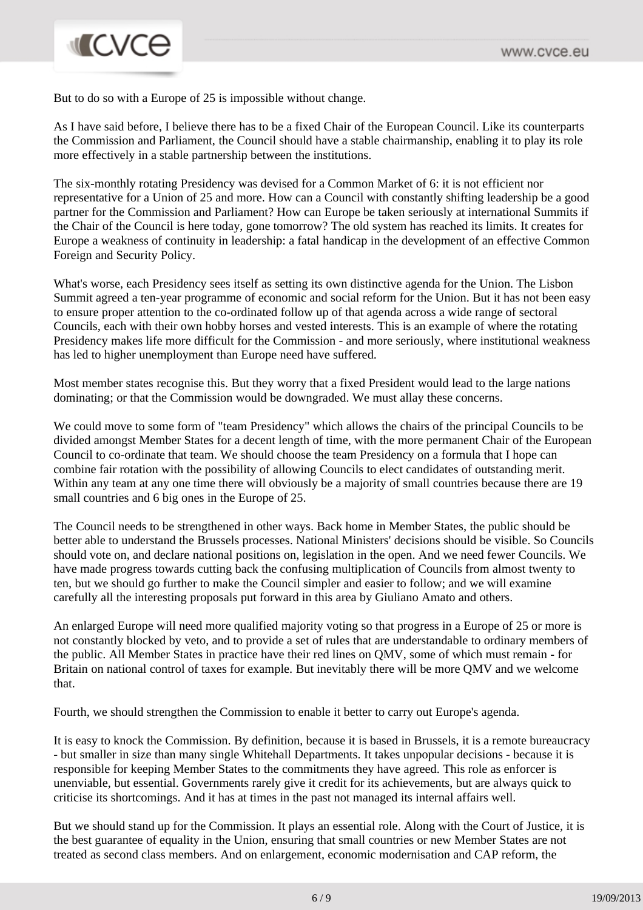But to do so with a Europe of 25 is impossible without change.

As I have said before, I believe there has to be a fixed Chair of the European Council. Like its counterparts the Commission and Parliament, the Council should have a stable chairmanship, enabling it to play its role more effectively in a stable partnership between the institutions.

The six-monthly rotating Presidency was devised for a Common Market of 6: it is not efficient nor representative for a Union of 25 and more. How can a Council with constantly shifting leadership be a good partner for the Commission and Parliament? How can Europe be taken seriously at international Summits if the Chair of the Council is here today, gone tomorrow? The old system has reached its limits. It creates for Europe a weakness of continuity in leadership: a fatal handicap in the development of an effective Common Foreign and Security Policy.

What's worse, each Presidency sees itself as setting its own distinctive agenda for the Union. The Lisbon Summit agreed a ten-year programme of economic and social reform for the Union. But it has not been easy to ensure proper attention to the co-ordinated follow up of that agenda across a wide range of sectoral Councils, each with their own hobby horses and vested interests. This is an example of where the rotating Presidency makes life more difficult for the Commission - and more seriously, where institutional weakness has led to higher unemployment than Europe need have suffered.

Most member states recognise this. But they worry that a fixed President would lead to the large nations dominating; or that the Commission would be downgraded. We must allay these concerns.

We could move to some form of "team Presidency" which allows the chairs of the principal Councils to be divided amongst Member States for a decent length of time, with the more permanent Chair of the European Council to co-ordinate that team. We should choose the team Presidency on a formula that I hope can combine fair rotation with the possibility of allowing Councils to elect candidates of outstanding merit. Within any team at any one time there will obviously be a majority of small countries because there are 19 small countries and 6 big ones in the Europe of 25.

The Council needs to be strengthened in other ways. Back home in Member States, the public should be better able to understand the Brussels processes. National Ministers' decisions should be visible. So Councils should vote on, and declare national positions on, legislation in the open. And we need fewer Councils. We have made progress towards cutting back the confusing multiplication of Councils from almost twenty to ten, but we should go further to make the Council simpler and easier to follow; and we will examine carefully all the interesting proposals put forward in this area by Giuliano Amato and others.

An enlarged Europe will need more qualified majority voting so that progress in a Europe of 25 or more is not constantly blocked by veto, and to provide a set of rules that are understandable to ordinary members of the public. All Member States in practice have their red lines on QMV, some of which must remain - for Britain on national control of taxes for example. But inevitably there will be more QMV and we welcome that.

Fourth, we should strengthen the Commission to enable it better to carry out Europe's agenda.

It is easy to knock the Commission. By definition, because it is based in Brussels, it is a remote bureaucracy - but smaller in size than many single Whitehall Departments. It takes unpopular decisions - because it is responsible for keeping Member States to the commitments they have agreed. This role as enforcer is unenviable, but essential. Governments rarely give it credit for its achievements, but are always quick to criticise its shortcomings. And it has at times in the past not managed its internal affairs well.

But we should stand up for the Commission. It plays an essential role. Along with the Court of Justice, it is the best guarantee of equality in the Union, ensuring that small countries or new Member States are not treated as second class members. And on enlargement, economic modernisation and CAP reform, the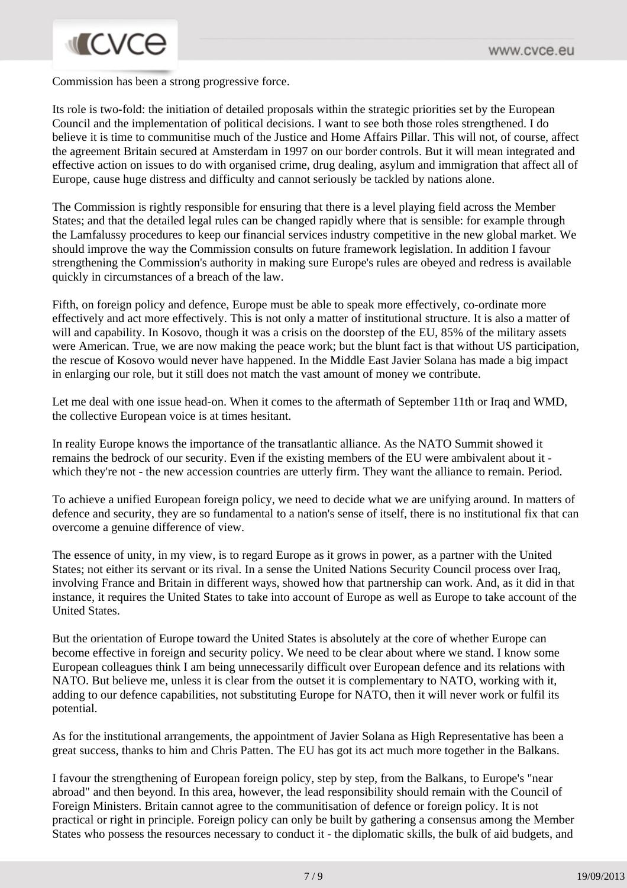Commission has been a strong progressive force.

Its role is two-fold: the initiation of detailed proposals within the strategic priorities set by the European Council and the implementation of political decisions. I want to see both those roles strengthened. I do believe it is time to communitise much of the Justice and Home Affairs Pillar. This will not, of course, affect the agreement Britain secured at Amsterdam in 1997 on our border controls. But it will mean integrated and effective action on issues to do with organised crime, drug dealing, asylum and immigration that affect all of Europe, cause huge distress and difficulty and cannot seriously be tackled by nations alone.

The Commission is rightly responsible for ensuring that there is a level playing field across the Member States; and that the detailed legal rules can be changed rapidly where that is sensible: for example through the Lamfalussy procedures to keep our financial services industry competitive in the new global market. We should improve the way the Commission consults on future framework legislation. In addition I favour strengthening the Commission's authority in making sure Europe's rules are obeyed and redress is available quickly in circumstances of a breach of the law.

Fifth, on foreign policy and defence, Europe must be able to speak more effectively, co-ordinate more effectively and act more effectively. This is not only a matter of institutional structure. It is also a matter of will and capability. In Kosovo, though it was a crisis on the doorstep of the EU, 85% of the military assets were American. True, we are now making the peace work; but the blunt fact is that without US participation, the rescue of Kosovo would never have happened. In the Middle East Javier Solana has made a big impact in enlarging our role, but it still does not match the vast amount of money we contribute.

Let me deal with one issue head-on. When it comes to the aftermath of September 11th or Iraq and WMD, the collective European voice is at times hesitant.

In reality Europe knows the importance of the transatlantic alliance. As the NATO Summit showed it remains the bedrock of our security. Even if the existing members of the EU were ambivalent about it - which they're not - the new accession countries are utterly firm. They want the alliance to remain. Period.

To achieve a unified European foreign policy, we need to decide what we are unifying around. In matters of defence and security, they are so fundamental to a nation's sense of itself, there is no institutional fix that can overcome a genuine difference of view.

The essence of unity, in my view, is to regard Europe as it grows in power, as a partner with the United States; not either its servant or its rival. In a sense the United Nations Security Council process over Iraq, involving France and Britain in different ways, showed how that partnership can work. And, as it did in that instance, it requires the United States to take into account of Europe as well as Europe to take account of the United States.

But the orientation of Europe toward the United States is absolutely at the core of whether Europe can become effective in foreign and security policy. We need to be clear about where we stand. I know some European colleagues think I am being unnecessarily difficult over European defence and its relations with NATO. But believe me, unless it is clear from the outset it is complementary to NATO, working with it, adding to our defence capabilities, not substituting Europe for NATO, then it will never work or fulfil its potential.

As for the institutional arrangements, the appointment of Javier Solana as High Representative has been a great success, thanks to him and Chris Patten. The EU has got its act much more together in the Balkans.

I favour the strengthening of European foreign policy, step by step, from the Balkans, to Europe's "near abroad" and then beyond. In this area, however, the lead responsibility should remain with the Council of Foreign Ministers. Britain cannot agree to the communitisation of defence or foreign policy. It is not practical or right in principle. Foreign policy can only be built by gathering a consensus among the Member States who possess the resources necessary to conduct it - the diplomatic skills, the bulk of aid budgets, and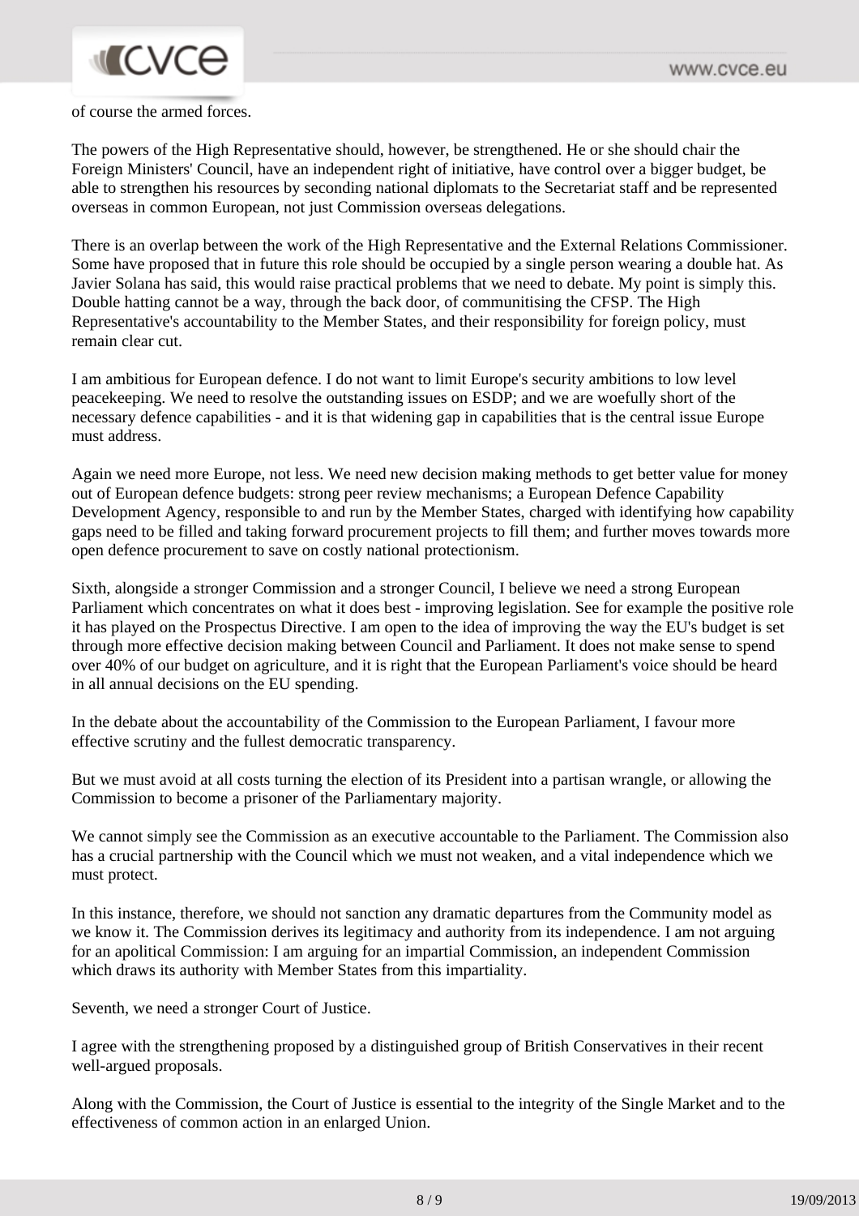of course the armed forces.

The powers of the High Representative should, however, be strengthened. He or she should chair the Foreign Ministers' Council, have an independent right of initiative, have control over a bigger budget, be able to strengthen his resources by seconding national diplomats to the Secretariat staff and be represented overseas in common European, not just Commission overseas delegations.

There is an overlap between the work of the High Representative and the External Relations Commissioner. Some have proposed that in future this role should be occupied by a single person wearing a double hat. As Javier Solana has said, this would raise practical problems that we need to debate. My point is simply this. Double hatting cannot be a way, through the back door, of communitising the CFSP. The High Representative's accountability to the Member States, and their responsibility for foreign policy, must remain clear cut.

I am ambitious for European defence. I do not want to limit Europe's security ambitions to low level peacekeeping. We need to resolve the outstanding issues on ESDP; and we are woefully short of the necessary defence capabilities - and it is that widening gap in capabilities that is the central issue Europe must address.

Again we need more Europe, not less. We need new decision making methods to get better value for money out of European defence budgets: strong peer review mechanisms; a European Defence Capability Development Agency, responsible to and run by the Member States, charged with identifying how capability gaps need to be filled and taking forward procurement projects to fill them; and further moves towards more open defence procurement to save on costly national protectionism.

Sixth, alongside a stronger Commission and a stronger Council, I believe we need a strong European Parliament which concentrates on what it does best - improving legislation. See for example the positive role it has played on the Prospectus Directive. I am open to the idea of improving the way the EU's budget is set through more effective decision making between Council and Parliament. It does not make sense to spend over 40% of our budget on agriculture, and it is right that the European Parliament's voice should be heard in all annual decisions on the EU spending.

In the debate about the accountability of the Commission to the European Parliament, I favour more effective scrutiny and the fullest democratic transparency.

But we must avoid at all costs turning the election of its President into a partisan wrangle, or allowing the Commission to become a prisoner of the Parliamentary majority.

We cannot simply see the Commission as an executive accountable to the Parliament. The Commission also has a crucial partnership with the Council which we must not weaken, and a vital independence which we must protect.

In this instance, therefore, we should not sanction any dramatic departures from the Community model as we know it. The Commission derives its legitimacy and authority from its independence. I am not arguing for an apolitical Commission: I am arguing for an impartial Commission, an independent Commission which draws its authority with Member States from this impartiality.

Seventh, we need a stronger Court of Justice.

I agree with the strengthening proposed by a distinguished group of British Conservatives in their recent well-argued proposals.

Along with the Commission, the Court of Justice is essential to the integrity of the Single Market and to the effectiveness of common action in an enlarged Union.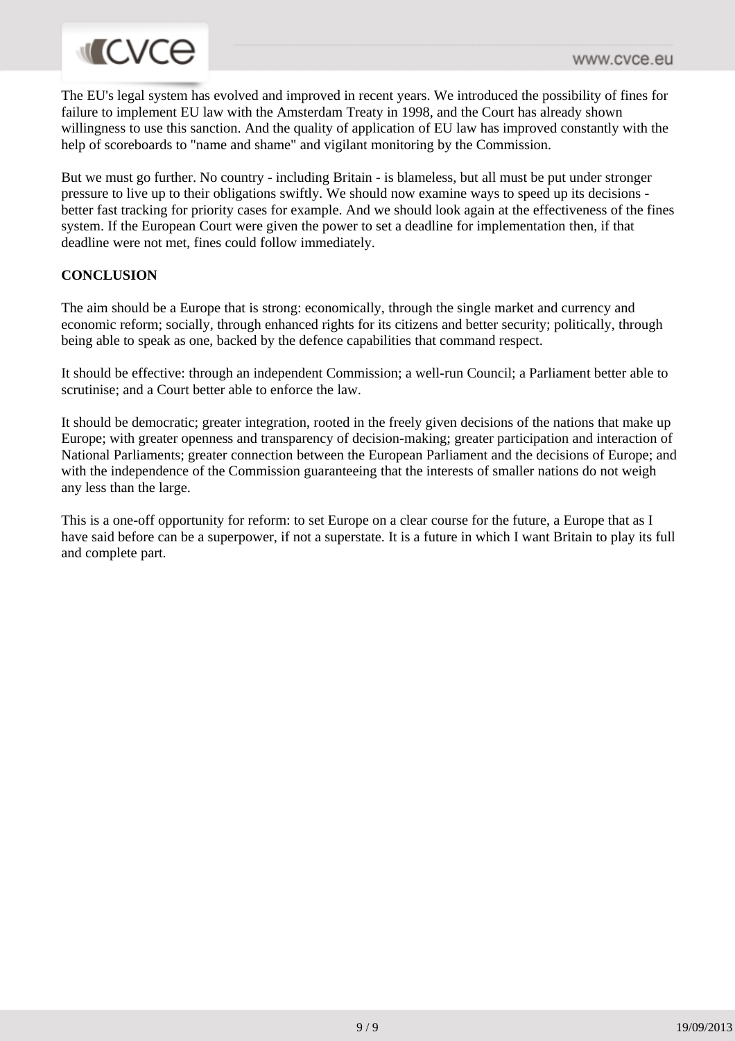The EU's legal system has evolved and improved in recent years. We introduced the possibility of fines for failure to implement EU law with the Amsterdam Treaty in 1998, and the Court has already shown willingness to use this sanction. And the quality of application of EU law has improved constantly with the help of scoreboards to "name and shame" and vigilant monitoring by the Commission.

But we must go further. No country - including Britain - is blameless, but all must be put under stronger pressure to live up to their obligations swiftly. We should now examine ways to speed up its decisions - better fast tracking for priority cases for example. And we should look again at the effectiveness of the fines system. If the European Court were given the power to set a deadline for implementation then, if that deadline were not met, fines could follow immediately.

**CONCLUSION**

The aim should be a Europe that is strong: economically, through the single market and currency and economic reform; socially, through enhanced rights for its citizens and better security; politically, through being able to speak as one, backed by the defence capabilities that command respect.

It should be effective: through an independent Commission; a well-run Council; a Parliament better able to scrutinise; and a Court better able to enforce the law.

It should be democratic; greater integration, rooted in the freely given decisions of the nations that make up Europe; with greater openness and transparency of decision-making; greater participation and interaction of National Parliaments; greater connection between the European Parliament and the decisions of Europe; and with the independence of the Commission guaranteeing that the interests of smaller nations do not weigh any less than the large.

This is a one-off opportunity for reform: to set Europe on a clear course for the future, a Europe that as I have said before can be a superpower, if not a superstate. It is a future in which I want Britain to play its full and complete part.